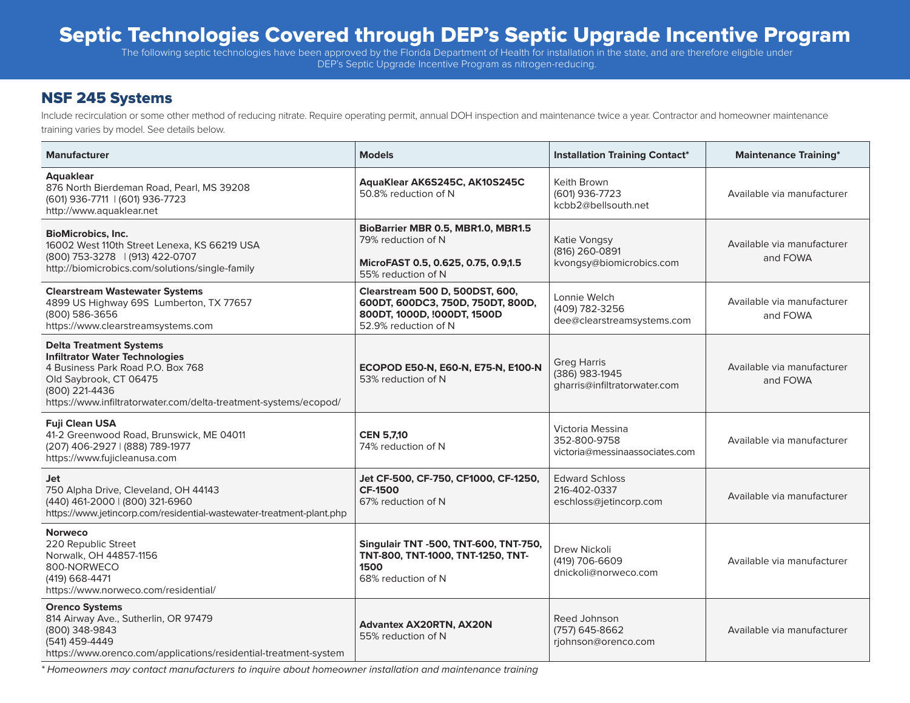# Septic Technologies Covered through DEP's Septic Upgrade Incentive Program

The following septic technologies have been approved by the Florida Department of Health for installation in the state, and are therefore eligible under DEP's Septic Upgrade Incentive Program as nitrogen-reducing.

## NSF 245 Systems

Include recirculation or some other method of reducing nitrate. Require operating permit, annual DOH inspection and maintenance twice a year. Contractor and homeowner maintenance training varies by model. See details below.

| Manufacturer | Models | Installation Training Contact* | Maintenance Training* |
|---|---|---|---|
| **Aquaklear**<br>876 North Bierdeman Road, Pearl, MS 39208<br>(601) 936-7711 \| (601) 936-7723<br>http://www.aquaklear.net | **AquaKlear AK6S245C, AK10S245C**<br>50.8% reduction of N | Keith Brown<br>(601) 936-7723<br>kcbb2@bellsouth.net | Available via manufacturer |
| **BioMicrobics, Inc.**<br>16002 West 110th Street Lenexa, KS 66219 USA<br>(800) 753-3278 \| (913) 422-0707<br>http://biomicrobics.com/solutions/single-family | **BioBarrier MBR 0.5, MBR1.0, MBR1.5**<br>79% reduction of N<br><br>**MicroFAST 0.5, 0.625, 0.75, 0.9,1.5**<br>55% reduction of N | Katie Vongsy<br>(816) 260-0891<br>kvongsy@biomicrobics.com | Available via manufacturer and FOWA |
| **Clearstream Wastewater Systems**<br>4899 US Highway 69S Lumberton, TX 77657<br>(800) 586-3656<br>https://www.clearstreamsystems.com | **Clearstream 500 D, 500DST, 600, 600DT, 600DC3, 750D, 750DT, 800D, 800DT, 1000D, !000DT, 1500D**<br>52.9% reduction of N | Lonnie Welch<br>(409) 782-3256<br>dee@clearstreamsystems.com | Available via manufacturer and FOWA |
| **Delta Treatment Systems**<br>**Infiltrator Water Technologies**<br>4 Business Park Road P.O. Box 768<br>Old Saybrook, CT 06475<br>(800) 221-4436<br>https://www.infiltratorwater.com/delta-treatment-systems/ecopod/ | **ECOPOD E50-N, E60-N, E75-N, E100-N**<br>53% reduction of N | Greg Harris<br>(386) 983-1945<br>gharris@infiltratorwater.com | Available via manufacturer and FOWA |
| **Fuji Clean USA**<br>41-2 Greenwood Road, Brunswick, ME 04011<br>(207) 406-2927 \| (888) 789-1977<br>https://www.fujicleanusa.com | **CEN 5,7,10**<br>74% reduction of N | Victoria Messina<br>352-800-9758<br>victoria@messinaassociates.com | Available via manufacturer |
| **Jet**<br>750 Alpha Drive, Cleveland, OH 44143<br>(440) 461-2000 \| (800) 321-6960<br>https://www.jetincorp.com/residential-wastewater-treatment-plant.php | **Jet CF-500, CF-750, CF1000, CF-1250, CF-1500**<br>67% reduction of N | Edward Schloss<br>216-402-0337<br>eschloss@jetincorp.com | Available via manufacturer |
| **Norweco**<br>220 Republic Street<br>Norwalk, OH 44857-1156<br>800-NORWECO<br>(419) 668-4471<br>https://www.norweco.com/residential/ | **Singulair TNT -500, TNT-600, TNT-750, TNT-800, TNT-1000, TNT-1250, TNT-1500**<br>68% reduction of N | Drew Nickoli<br>(419) 706-6609<br>dnickoli@norweco.com | Available via manufacturer |
| **Orenco Systems**<br>814 Airway Ave., Sutherlin, OR 97479<br>(800) 348-9843<br>(541) 459-4449<br>https://www.orenco.com/applications/residential-treatment-system | **Advantex AX20RTN, AX20N**<br>55% reduction of N | Reed Johnson<br>(757) 645-8662<br>rjohnson@orenco.com | Available via manufacturer |

*\* Homeowners may contact manufacturers to inquire about homeowner installation and maintenance training*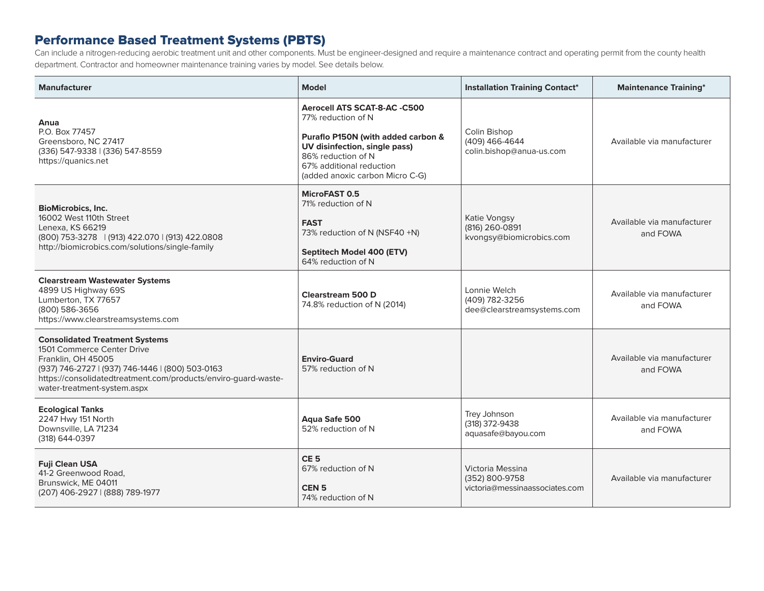## Performance Based Treatment Systems (PBTS)

Can include a nitrogen-reducing aerobic treatment unit and other components. Must be engineer-designed and require a maintenance contract and operating permit from the county health department. Contractor and homeowner maintenance training varies by model. See details below.

| Manufacturer | Model | Installation Training Contact* | Maintenance Training* |
|---|---|---|---|
| **Anua**<br>P.O. Box 77457<br>Greensboro, NC 27417<br>(336) 547-9338 \| (336) 547-8559<br>https://quanics.net | **Aerocell ATS SCAT-8-AC -C500**<br>77% reduction of N<br><br>**Puraflo P150N (with added carbon & UV disinfection, single pass)**<br>86% reduction of N<br>67% additional reduction<br>(added anoxic carbon Micro C-G) | Colin Bishop<br>(409) 466-4644<br>colin.bishop@anua-us.com | Available via manufacturer |
| **BioMicrobics, Inc.**<br>16002 West 110th Street<br>Lenexa, KS 66219<br>(800) 753-3278 \| (913) 422.070 \| (913) 422.0808<br>http://biomicrobics.com/solutions/single-family | **MicroFAST 0.5**<br>71% reduction of N<br><br>**FAST**<br>73% reduction of N (NSF40 +N)<br><br>**Septitech Model 400 (ETV)**<br>64% reduction of N | Katie Vongsy<br>(816) 260-0891<br>kvongsy@biomicrobics.com | Available via manufacturer and FOWA |
| **Clearstream Wastewater Systems**<br>4899 US Highway 69S<br>Lumberton, TX 77657<br>(800) 586-3656<br>https://www.clearstreamsystems.com | **Clearstream 500 D**<br>74.8% reduction of N (2014) | Lonnie Welch<br>(409) 782-3256<br>dee@clearstreamsystems.com | Available via manufacturer and FOWA |
| **Consolidated Treatment Systems**<br>1501 Commerce Center Drive<br>Franklin, OH 45005<br>(937) 746-2727 \| (937) 746-1446 \| (800) 503-0163<br>https://consolidatedtreatment.com/products/enviro-guard-waste-water-treatment-system.aspx | **Enviro-Guard**<br>57% reduction of N | | Available via manufacturer and FOWA |
| **Ecological Tanks**<br>2247 Hwy 151 North<br>Downsville, LA 71234<br>(318) 644-0397 | **Aqua Safe 500**<br>52% reduction of N | Trey Johnson<br>(318) 372-9438<br>aquasafe@bayou.com | Available via manufacturer and FOWA |
| **Fuji Clean USA**<br>41-2 Greenwood Road,<br>Brunswick, ME 04011<br>(207) 406-2927 \| (888) 789-1977 | **CE 5**<br>67% reduction of N<br><br>**CEN 5**<br>74% reduction of N | Victoria Messina<br>(352) 800-9758<br>victoria@messinaassociates.com | Available via manufacturer |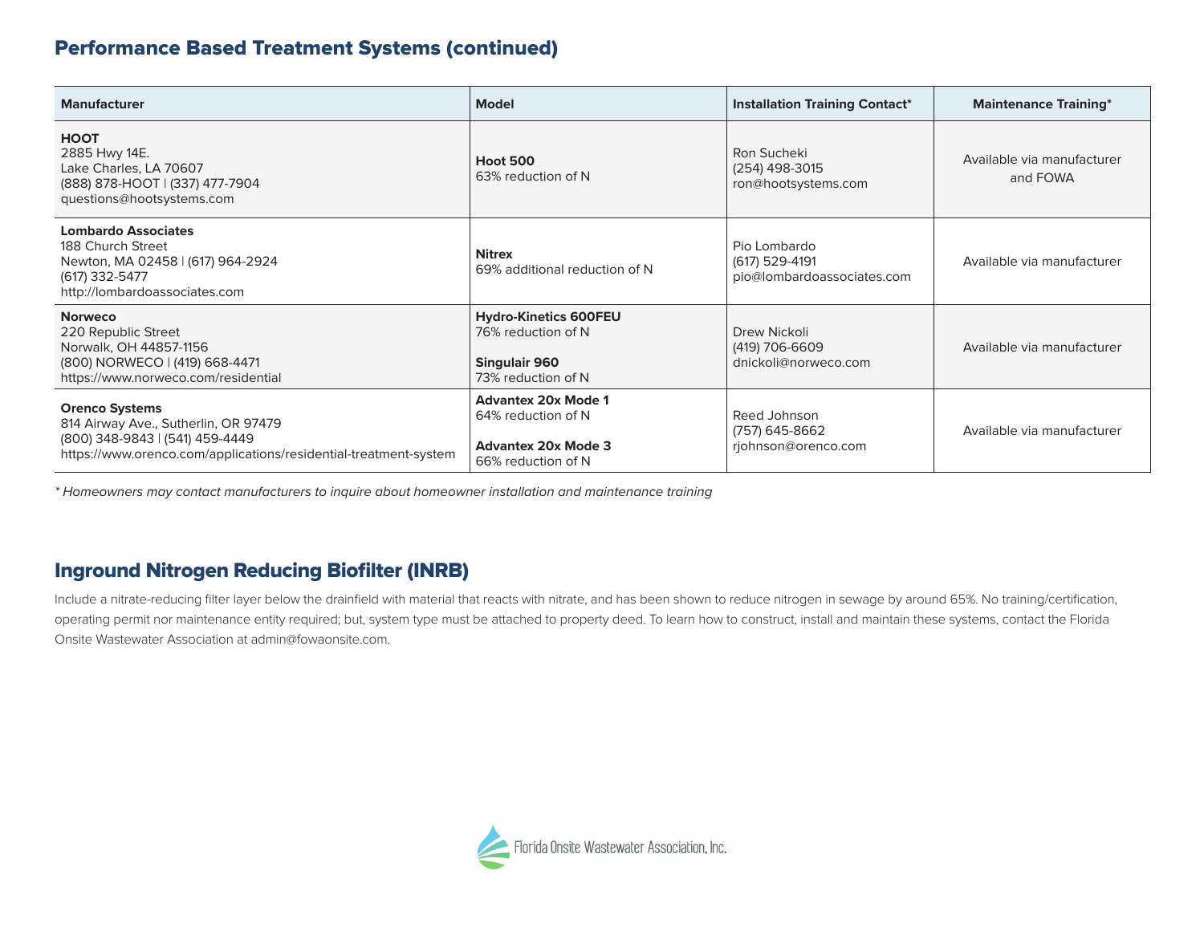## Performance Based Treatment Systems (continued)

| Manufacturer | Model | Installation Training Contact* | Maintenance Training* |
| --- | --- | --- | --- |
| **HOOT**<br>2885 Hwy 14E.<br>Lake Charles, LA 70607<br>(888) 878-HOOT \| (337) 477-7904<br>questions@hootsystems.com | **Hoot 500**<br>63% reduction of N | Ron Sucheki<br>(254) 498-3015<br>ron@hootsystems.com | Available via manufacturer and FOWA |
| **Lombardo Associates**<br>188 Church Street<br>Newton, MA 02458 \| (617) 964-2924<br>(617) 332-5477<br>http://lombardoassociates.com | **Nitrex**<br>69% additional reduction of N | Pio Lombardo<br>(617) 529-4191<br>pio@lombardoassociates.com | Available via manufacturer |
| **Norweco**<br>220 Republic Street<br>Norwalk, OH 44857-1156<br>(800) NORWECO \| (419) 668-4471<br>https://www.norweco.com/residential | **Hydro-Kinetics 600FEU**<br>76% reduction of N<br><br>**Singulair 960**<br>73% reduction of N | Drew Nickoli<br>(419) 706-6609<br>dnickoli@norweco.com | Available via manufacturer |
| **Orenco Systems**<br>814 Airway Ave., Sutherlin, OR 97479<br>(800) 348-9843 \| (541) 459-4449<br>https://www.orenco.com/applications/residential-treatment-system | **Advantex 20x Mode 1**<br>64% reduction of N<br><br>**Advantex 20x Mode 3**<br>66% reduction of N | Reed Johnson<br>(757) 645-8662<br>rjohnson@orenco.com | Available via manufacturer |

*\* Homeowners may contact manufacturers to inquire about homeowner installation and maintenance training*

## Inground Nitrogen Reducing Biofilter (INRB)

Include a nitrate-reducing filter layer below the drainfield with material that reacts with nitrate, and has been shown to reduce nitrogen in sewage by around 65%. No training/certification, operating permit nor maintenance entity required; but, system type must be attached to property deed. To learn how to construct, install and maintain these systems, contact the Florida Onsite Wastewater Association at admin@fowaonsite.com.

Florida Onsite Wastewater Association, Inc.